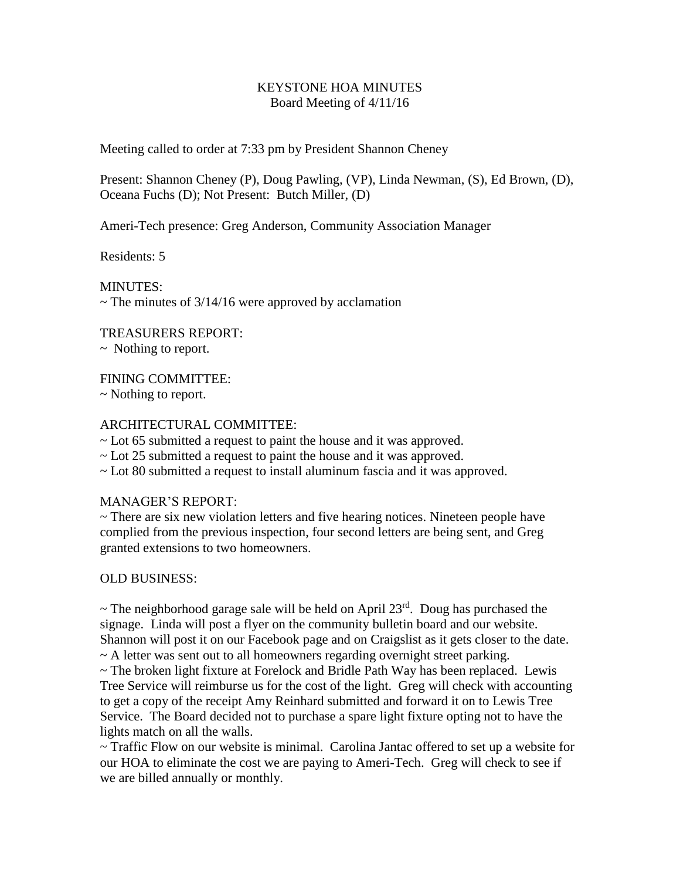# KEYSTONE HOA MINUTES
## Board Meeting of 4/11/16

Meeting called to order at 7:33 pm by President Shannon Cheney

Present: Shannon Cheney (P), Doug Pawling, (VP), Linda Newman, (S), Ed Brown, (D), Oceana Fuchs (D); Not Present: Butch Miller, (D)

Ameri-Tech presence: Greg Anderson, Community Association Manager

Residents: 5

MINUTES:
~ The minutes of 3/14/16 were approved by acclamation

TREASURERS REPORT:
~ Nothing to report.

FINING COMMITTEE:
~ Nothing to report.

ARCHITECTURAL COMMITTEE:
~ Lot 65 submitted a request to paint the house and it was approved.
~ Lot 25 submitted a request to paint the house and it was approved.
~ Lot 80 submitted a request to install aluminum fascia and it was approved.

MANAGER'S REPORT:
~ There are six new violation letters and five hearing notices. Nineteen people have complied from the previous inspection, four second letters are being sent, and Greg granted extensions to two homeowners.

OLD BUSINESS:

~ The neighborhood garage sale will be held on April 23rd. Doug has purchased the signage. Linda will post a flyer on the community bulletin board and our website. Shannon will post it on our Facebook page and on Craigslist as it gets closer to the date.
~ A letter was sent out to all homeowners regarding overnight street parking.
~ The broken light fixture at Forelock and Bridle Path Way has been replaced. Lewis Tree Service will reimburse us for the cost of the light. Greg will check with accounting to get a copy of the receipt Amy Reinhard submitted and forward it on to Lewis Tree Service. The Board decided not to purchase a spare light fixture opting not to have the lights match on all the walls.
~ Traffic Flow on our website is minimal. Carolina Jantac offered to set up a website for our HOA to eliminate the cost we are paying to Ameri-Tech. Greg will check to see if we are billed annually or monthly.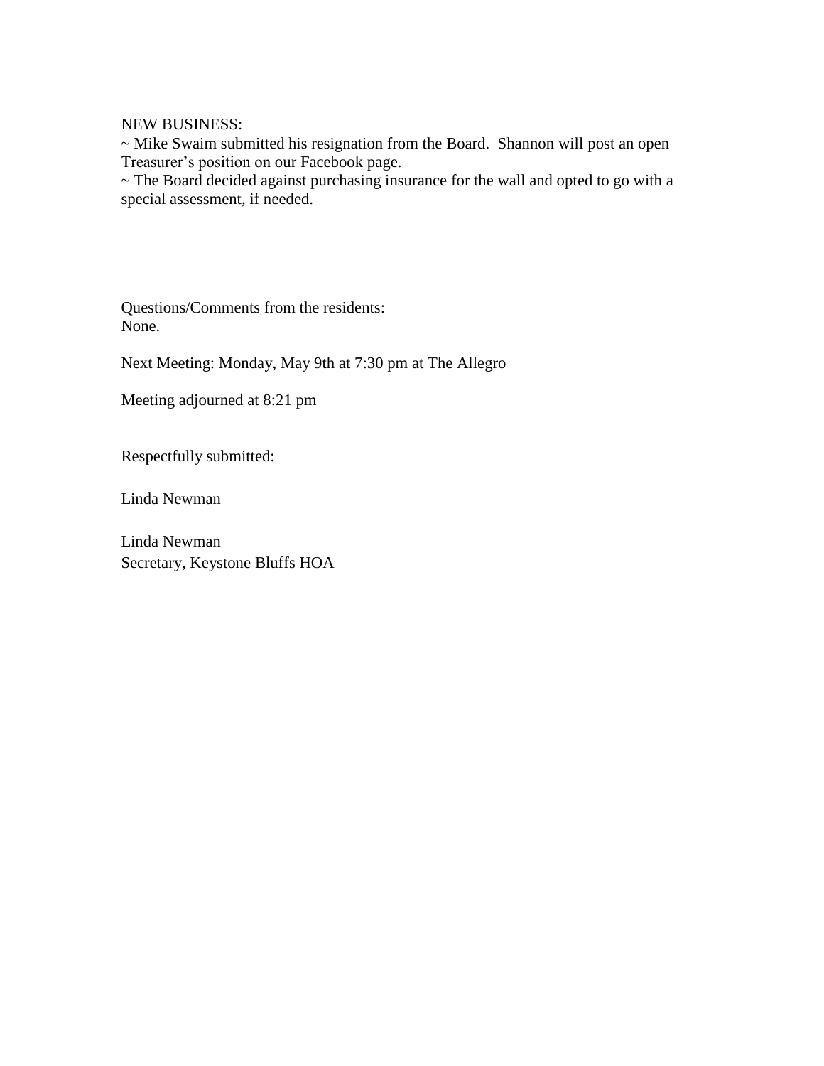NEW BUSINESS:

~ Mike Swaim submitted his resignation from the Board. Shannon will post an open Treasurer's position on our Facebook page.

~ The Board decided against purchasing insurance for the wall and opted to go with a special assessment, if needed.

Questions/Comments from the residents:
None.

Next Meeting: Monday, May 9th at 7:30 pm at The Allegro

Meeting adjourned at 8:21 pm

Respectfully submitted:

Linda Newman

Linda Newman
Secretary, Keystone Bluffs HOA